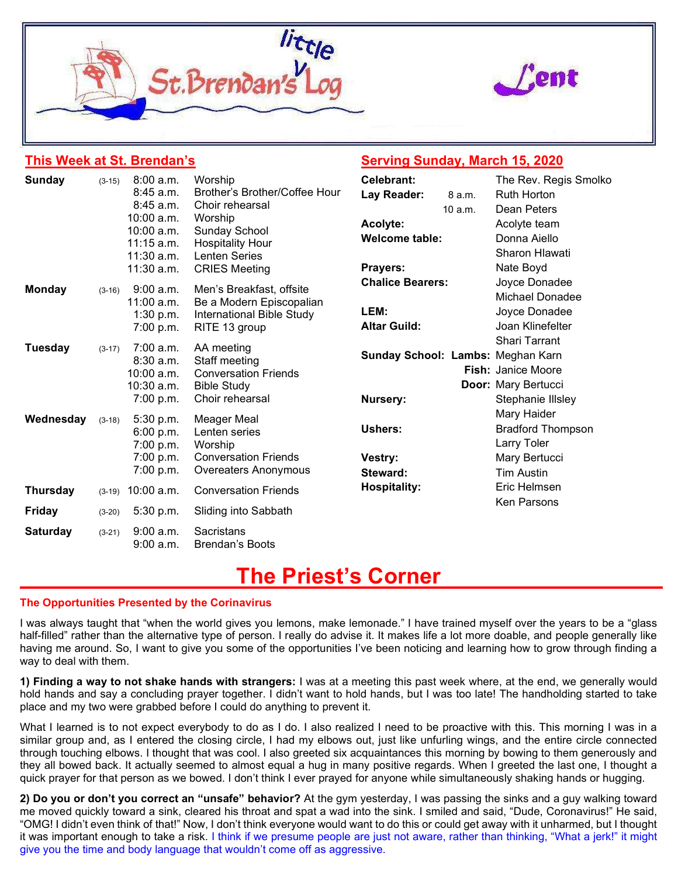# little St. Brendan's Log — Lent

## This Week at St. Brendan's

| Day | Date | Time | Event |
|---|---|---|---|
| **Sunday** | (3-15) | 8:00 a.m. | Worship |
| | | 8:45 a.m. | Brother's Brother/Coffee Hour |
| | | 8:45 a.m. | Choir rehearsal |
| | | 10:00 a.m. | Worship |
| | | 10:00 a.m. | Sunday School |
| | | 11:15 a.m. | Hospitality Hour |
| | | 11:30 a.m. | Lenten Series |
| | | 11:30 a.m. | CRIES Meeting |
| **Monday** | (3-16) | 9:00 a.m. | Men's Breakfast, offsite |
| | | 11:00 a.m. | Be a Modern Episcopalian |
| | | 1:30 p.m. | International Bible Study |
| | | 7:00 p.m. | RITE 13 group |
| **Tuesday** | (3-17) | 7:00 a.m. | AA meeting |
| | | 8:30 a.m. | Staff meeting |
| | | 10:00 a.m. | Conversation Friends |
| | | 10:30 a.m. | Bible Study |
| | | 7:00 p.m. | Choir rehearsal |
| **Wednesday** | (3-18) | 5:30 p.m. | Meager Meal |
| | | 6:00 p.m. | Lenten series |
| | | 7:00 p.m. | Worship |
| | | 7:00 p.m. | Conversation Friends |
| | | 7:00 p.m. | Overeaters Anonymous |
| **Thursday** | (3-19) | 10:00 a.m. | Conversation Friends |
| **Friday** | (3-20) | 5:30 p.m. | Sliding into Sabbath |
| **Saturday** | (3-21) | 9:00 a.m. | Sacristans |
| | | 9:00 a.m. | Brendan's Boots |

## Serving Sunday, March 15, 2020

| Role | | Name |
|---|---|---|
| **Celebrant:** | | The Rev. Regis Smolko |
| **Lay Reader:** | 8 a.m. | Ruth Horton |
| | 10 a.m. | Dean Peters |
| **Acolyte:** | | Acolyte team |
| **Welcome table:** | | Donna Aiello |
| | | Sharon Hlawati |
| **Prayers:** | | Nate Boyd |
| **Chalice Bearers:** | | Joyce Donadee |
| | | Michael Donadee |
| **LEM:** | | Joyce Donadee |
| **Altar Guild:** | | Joan Klinefelter |
| | | Shari Tarrant |
| **Sunday School:** | **Lambs:** | Meghan Karn |
| | **Fish:** | Janice Moore |
| | **Door:** | Mary Bertucci |
| **Nursery:** | | Stephanie Illsley |
| | | Mary Haider |
| **Ushers:** | | Bradford Thompson |
| | | Larry Toler |
| **Vestry:** | | Mary Bertucci |
| **Steward:** | | Tim Austin |
| **Hospitality:** | | Eric Helmsen |
| | | Ken Parsons |

# The Priest's Corner

### The Opportunities Presented by the Corinavirus

I was always taught that "when the world gives you lemons, make lemonade." I have trained myself over the years to be a "glass half-filled" rather than the alternative type of person. I really do advise it. It makes life a lot more doable, and people generally like having me around. So, I want to give you some of the opportunities I've been noticing and learning how to grow through finding a way to deal with them.

**1) Finding a way to not shake hands with strangers:** I was at a meeting this past week where, at the end, we generally would hold hands and say a concluding prayer together. I didn't want to hold hands, but I was too late! The handholding started to take place and my two were grabbed before I could do anything to prevent it.

What I learned is to not expect everybody to do as I do. I also realized I need to be proactive with this. This morning I was in a similar group and, as I entered the closing circle, I had my elbows out, just like unfurling wings, and the entire circle connected through touching elbows. I thought that was cool. I also greeted six acquaintances this morning by bowing to them generously and they all bowed back. It actually seemed to almost equal a hug in many positive regards. When I greeted the last one, I thought a quick prayer for that person as we bowed. I don't think I ever prayed for anyone while simultaneously shaking hands or hugging.

**2) Do you or don't you correct an "unsafe" behavior?** At the gym yesterday, I was passing the sinks and a guy walking toward me moved quickly toward a sink, cleared his throat and spat a wad into the sink. I smiled and said, "Dude, Coronavirus!" He said, "OMG! I didn't even think of that!" Now, I don't think everyone would want to do this or could get away with it unharmed, but I thought it was important enough to take a risk. I think if we presume people are just not aware, rather than thinking, "What a jerk!" it might give you the time and body language that wouldn't come off as aggressive.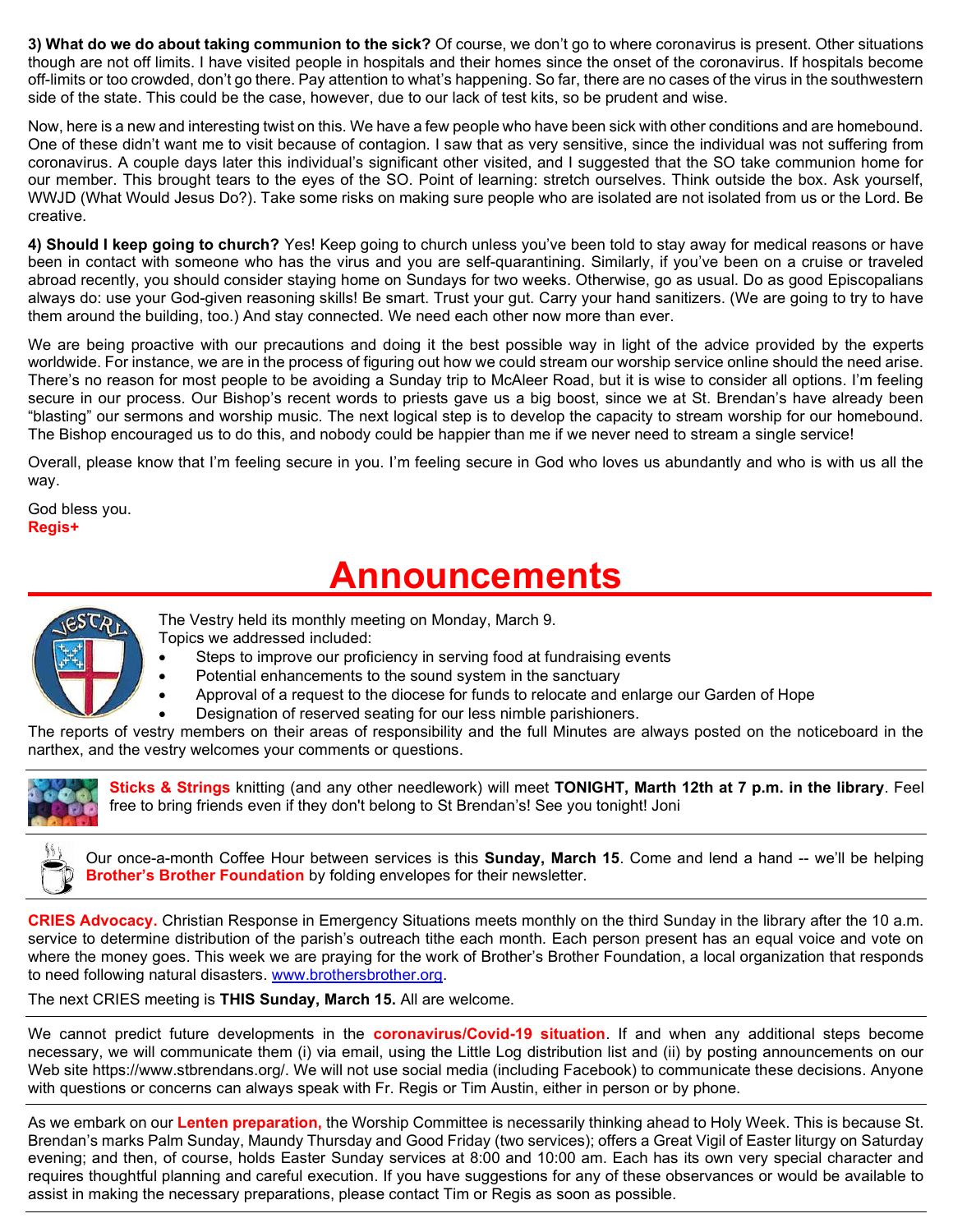**3) What do we do about taking communion to the sick?** Of course, we don't go to where coronavirus is present. Other situations though are not off limits. I have visited people in hospitals and their homes since the onset of the coronavirus. If hospitals become off-limits or too crowded, don't go there. Pay attention to what's happening. So far, there are no cases of the virus in the southwestern side of the state. This could be the case, however, due to our lack of test kits, so be prudent and wise.

Now, here is a new and interesting twist on this. We have a few people who have been sick with other conditions and are homebound. One of these didn't want me to visit because of contagion. I saw that as very sensitive, since the individual was not suffering from coronavirus. A couple days later this individual's significant other visited, and I suggested that the SO take communion home for our member. This brought tears to the eyes of the SO. Point of learning: stretch ourselves. Think outside the box. Ask yourself, WWJD (What Would Jesus Do?). Take some risks on making sure people who are isolated are not isolated from us or the Lord. Be creative.

**4) Should I keep going to church?** Yes! Keep going to church unless you've been told to stay away for medical reasons or have been in contact with someone who has the virus and you are self-quarantining. Similarly, if you've been on a cruise or traveled abroad recently, you should consider staying home on Sundays for two weeks. Otherwise, go as usual. Do as good Episcopalians always do: use your God-given reasoning skills! Be smart. Trust your gut. Carry your hand sanitizers. (We are going to try to have them around the building, too.) And stay connected. We need each other now more than ever.

We are being proactive with our precautions and doing it the best possible way in light of the advice provided by the experts worldwide. For instance, we are in the process of figuring out how we could stream our worship service online should the need arise. There's no reason for most people to be avoiding a Sunday trip to McAleer Road, but it is wise to consider all options. I'm feeling secure in our process. Our Bishop's recent words to priests gave us a big boost, since we at St. Brendan's have already been "blasting" our sermons and worship music. The next logical step is to develop the capacity to stream worship for our homebound. The Bishop encouraged us to do this, and nobody could be happier than me if we never need to stream a single service!

Overall, please know that I'm feeling secure in you. I'm feeling secure in God who loves us abundantly and who is with us all the way.

God bless you.
**Regis+**

# Announcements

The Vestry held its monthly meeting on Monday, March 9.
Topics we addressed included:

- Steps to improve our proficiency in serving food at fundraising events
- Potential enhancements to the sound system in the sanctuary
- Approval of a request to the diocese for funds to relocate and enlarge our Garden of Hope
- Designation of reserved seating for our less nimble parishioners.

The reports of vestry members on their areas of responsibility and the full Minutes are always posted on the noticeboard in the narthex, and the vestry welcomes your comments or questions.

---

**Sticks & Strings** knitting (and any other needlework) will meet **TONIGHT, Marth 12th at 7 p.m. in the library**. Feel free to bring friends even if they don't belong to St Brendan's! See you tonight! Joni

---

Our once-a-month Coffee Hour between services is this **Sunday, March 15**. Come and lend a hand -- we'll be helping **Brother's Brother Foundation** by folding envelopes for their newsletter.

---

**CRIES Advocacy.** Christian Response in Emergency Situations meets monthly on the third Sunday in the library after the 10 a.m. service to determine distribution of the parish's outreach tithe each month. Each person present has an equal voice and vote on where the money goes. This week we are praying for the work of Brother's Brother Foundation, a local organization that responds to need following natural disasters. www.brothersbrother.org.

The next CRIES meeting is **THIS Sunday, March 15.** All are welcome.

---

We cannot predict future developments in the **coronavirus/Covid-19 situation**. If and when any additional steps become necessary, we will communicate them (i) via email, using the Little Log distribution list and (ii) by posting announcements on our Web site https://www.stbrendans.org/. We will not use social media (including Facebook) to communicate these decisions. Anyone with questions or concerns can always speak with Fr. Regis or Tim Austin, either in person or by phone.

---

As we embark on our **Lenten preparation,** the Worship Committee is necessarily thinking ahead to Holy Week. This is because St. Brendan's marks Palm Sunday, Maundy Thursday and Good Friday (two services); offers a Great Vigil of Easter liturgy on Saturday evening; and then, of course, holds Easter Sunday services at 8:00 and 10:00 am. Each has its own very special character and requires thoughtful planning and careful execution. If you have suggestions for any of these observances or would be available to assist in making the necessary preparations, please contact Tim or Regis as soon as possible.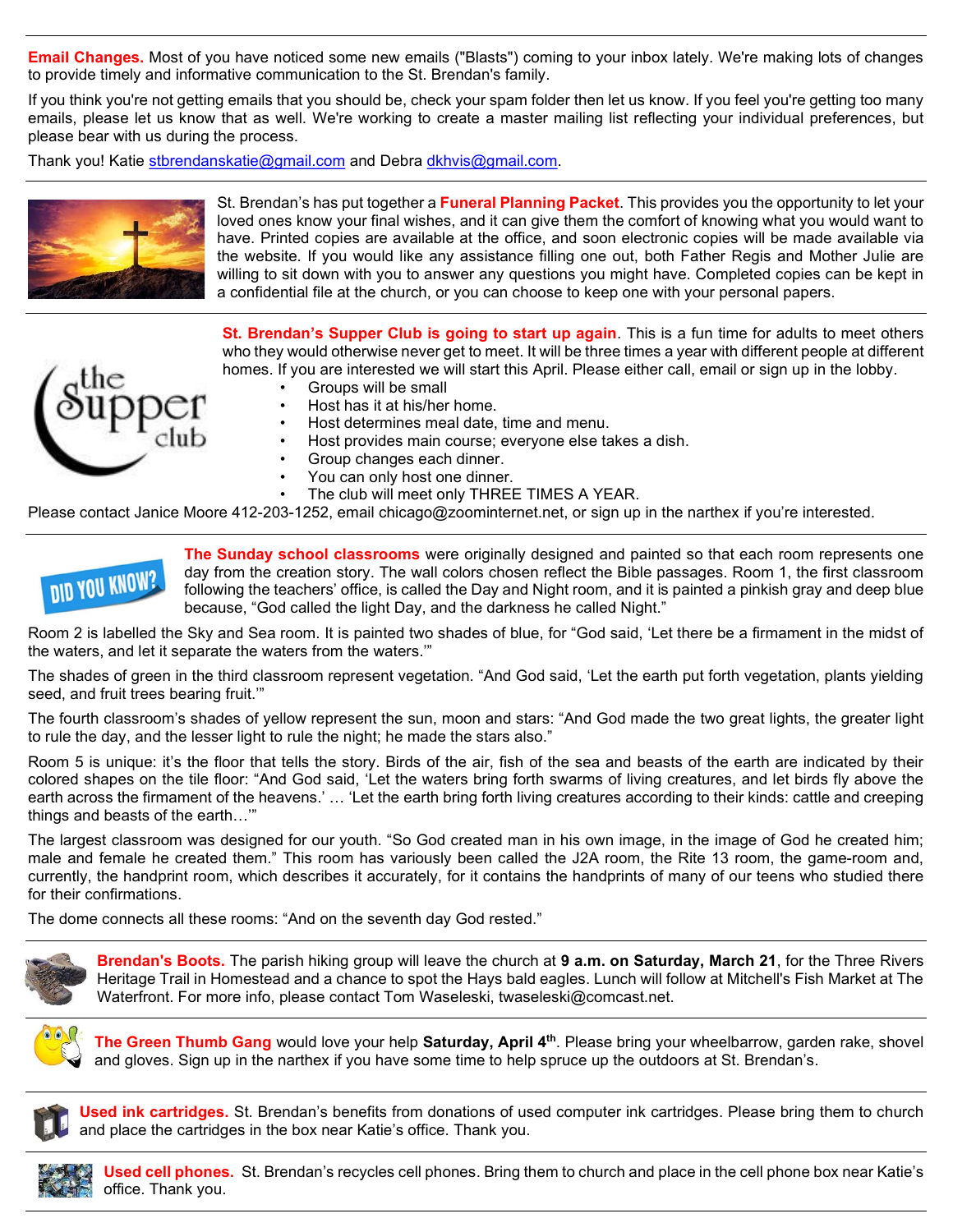**Email Changes.** Most of you have noticed some new emails ("Blasts") coming to your inbox lately. We're making lots of changes to provide timely and informative communication to the St. Brendan's family.

If you think you're not getting emails that you should be, check your spam folder then let us know. If you feel you're getting too many emails, please let us know that as well. We're working to create a master mailing list reflecting your individual preferences, but please bear with us during the process.

Thank you! Katie stbrendanskatie@gmail.com and Debra dkhvis@gmail.com.

---

St. Brendan's has put together a **Funeral Planning Packet**. This provides you the opportunity to let your loved ones know your final wishes, and it can give them the comfort of knowing what you would want to have. Printed copies are available at the office, and soon electronic copies will be made available via the website. If you would like any assistance filling one out, both Father Regis and Mother Julie are willing to sit down with you to answer any questions you might have. Completed copies can be kept in a confidential file at the church, or you can choose to keep one with your personal papers.

---

**St. Brendan's Supper Club is going to start up again**. This is a fun time for adults to meet others who they would otherwise never get to meet. It will be three times a year with different people at different homes. If you are interested we will start this April. Please either call, email or sign up in the lobby.

- Groups will be small
- Host has it at his/her home.
- Host determines meal date, time and menu.
- Host provides main course; everyone else takes a dish.
- Group changes each dinner.
- You can only host one dinner.
- The club will meet only THREE TIMES A YEAR.

Please contact Janice Moore 412-203-1252, email chicago@zoominternet.net, or sign up in the narthex if you're interested.

---

**The Sunday school classrooms** were originally designed and painted so that each room represents one day from the creation story. The wall colors chosen reflect the Bible passages. Room 1, the first classroom following the teachers' office, is called the Day and Night room, and it is painted a pinkish gray and deep blue because, "God called the light Day, and the darkness he called Night."

Room 2 is labelled the Sky and Sea room. It is painted two shades of blue, for "God said, 'Let there be a firmament in the midst of the waters, and let it separate the waters from the waters.'"

The shades of green in the third classroom represent vegetation. "And God said, 'Let the earth put forth vegetation, plants yielding seed, and fruit trees bearing fruit.'"

The fourth classroom's shades of yellow represent the sun, moon and stars: "And God made the two great lights, the greater light to rule the day, and the lesser light to rule the night; he made the stars also."

Room 5 is unique: it's the floor that tells the story. Birds of the air, fish of the sea and beasts of the earth are indicated by their colored shapes on the tile floor: "And God said, 'Let the waters bring forth swarms of living creatures, and let birds fly above the earth across the firmament of the heavens.' … 'Let the earth bring forth living creatures according to their kinds: cattle and creeping things and beasts of the earth…'"

The largest classroom was designed for our youth. "So God created man in his own image, in the image of God he created him; male and female he created them." This room has variously been called the J2A room, the Rite 13 room, the game-room and, currently, the handprint room, which describes it accurately, for it contains the handprints of many of our teens who studied there for their confirmations.

The dome connects all these rooms: "And on the seventh day God rested."

---

**Brendan's Boots.** The parish hiking group will leave the church at **9 a.m. on Saturday, March 21**, for the Three Rivers Heritage Trail in Homestead and a chance to spot the Hays bald eagles. Lunch will follow at Mitchell's Fish Market at The Waterfront. For more info, please contact Tom Waseleski, twaseleski@comcast.net.

---

**The Green Thumb Gang** would love your help **Saturday, April 4th**. Please bring your wheelbarrow, garden rake, shovel and gloves. Sign up in the narthex if you have some time to help spruce up the outdoors at St. Brendan's.

---

**Used ink cartridges.** St. Brendan's benefits from donations of used computer ink cartridges. Please bring them to church and place the cartridges in the box near Katie's office. Thank you.

---

**Used cell phones.** St. Brendan's recycles cell phones. Bring them to church and place in the cell phone box near Katie's office. Thank you.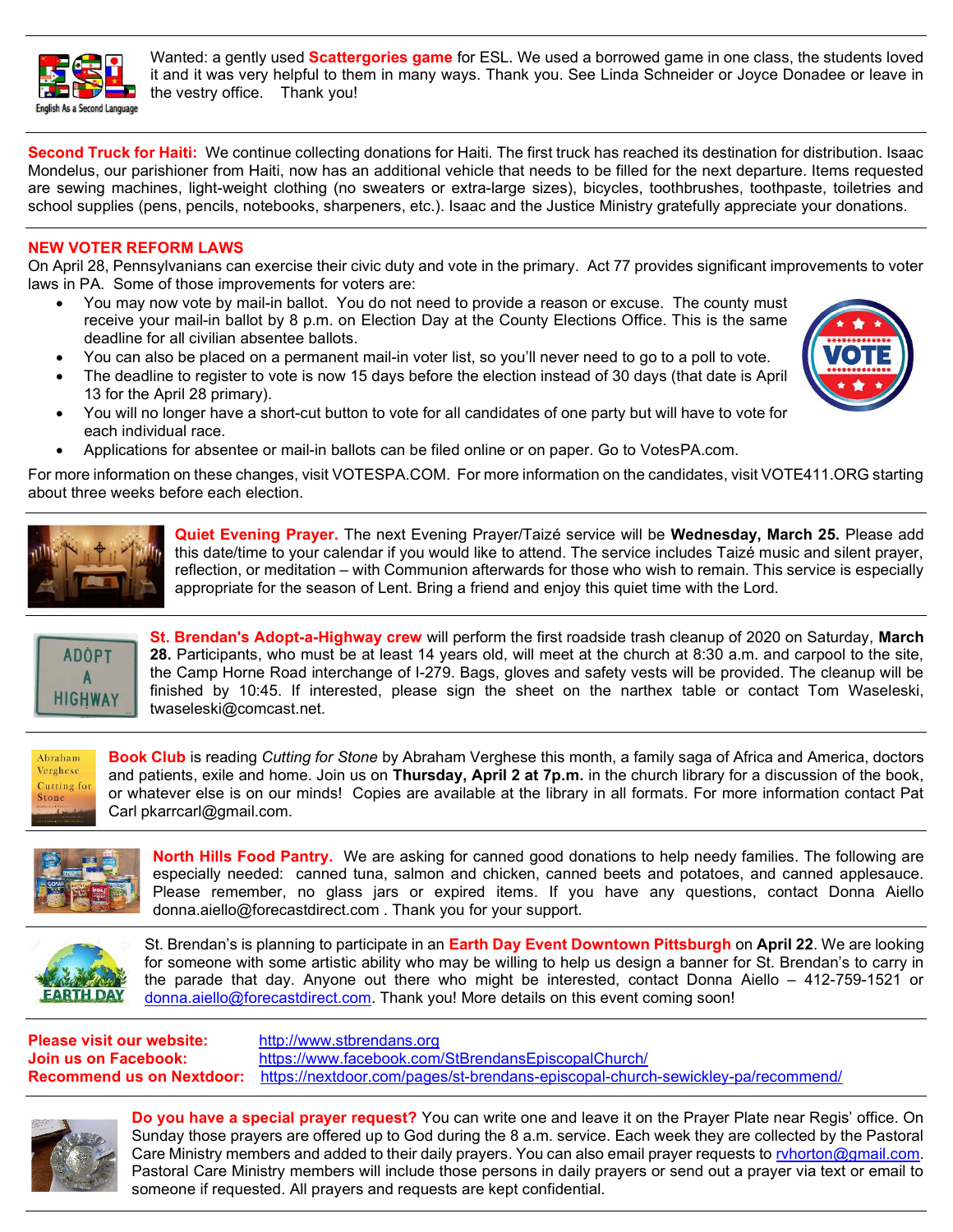Wanted: a gently used **Scattergories game** for ESL. We used a borrowed game in one class, the students loved it and it was very helpful to them in many ways. Thank you. See Linda Schneider or Joyce Donadee or leave in the vestry office. Thank you!

---

**Second Truck for Haiti:** We continue collecting donations for Haiti. The first truck has reached its destination for distribution. Isaac Mondelus, our parishioner from Haiti, now has an additional vehicle that needs to be filled for the next departure. Items requested are sewing machines, light-weight clothing (no sweaters or extra-large sizes), bicycles, toothbrushes, toothpaste, toiletries and school supplies (pens, pencils, notebooks, sharpeners, etc.). Isaac and the Justice Ministry gratefully appreciate your donations.

---

**NEW VOTER REFORM LAWS**

On April 28, Pennsylvanians can exercise their civic duty and vote in the primary. Act 77 provides significant improvements to voter laws in PA. Some of those improvements for voters are:

- You may now vote by mail-in ballot. You do not need to provide a reason or excuse. The county must receive your mail-in ballot by 8 p.m. on Election Day at the County Elections Office. This is the same deadline for all civilian absentee ballots.
- You can also be placed on a permanent mail-in voter list, so you'll never need to go to a poll to vote.
- The deadline to register to vote is now 15 days before the election instead of 30 days (that date is April 13 for the April 28 primary).
- You will no longer have a short-cut button to vote for all candidates of one party but will have to vote for each individual race.
- Applications for absentee or mail-in ballots can be filed online or on paper. Go to VotesPA.com.

For more information on these changes, visit VOTESPA.COM. For more information on the candidates, visit VOTE411.ORG starting about three weeks before each election.

---

**Quiet Evening Prayer.** The next Evening Prayer/Taizé service will be **Wednesday, March 25.** Please add this date/time to your calendar if you would like to attend. The service includes Taizé music and silent prayer, reflection, or meditation – with Communion afterwards for those who wish to remain. This service is especially appropriate for the season of Lent. Bring a friend and enjoy this quiet time with the Lord.

---

**St. Brendan's Adopt-a-Highway crew** will perform the first roadside trash cleanup of 2020 on Saturday, **March 28.** Participants, who must be at least 14 years old, will meet at the church at 8:30 a.m. and carpool to the site, the Camp Horne Road interchange of I-279. Bags, gloves and safety vests will be provided. The cleanup will be finished by 10:45. If interested, please sign the sheet on the narthex table or contact Tom Waseleski, twaseleski@comcast.net.

---

**Book Club** is reading *Cutting for Stone* by Abraham Verghese this month, a family saga of Africa and America, doctors and patients, exile and home. Join us on **Thursday, April 2 at 7p.m.** in the church library for a discussion of the book, or whatever else is on our minds! Copies are available at the library in all formats. For more information contact Pat Carl pkarrcarl@gmail.com.

---

**North Hills Food Pantry.** We are asking for canned good donations to help needy families. The following are especially needed: canned tuna, salmon and chicken, canned beets and potatoes, and canned applesauce. Please remember, no glass jars or expired items. If you have any questions, contact Donna Aiello donna.aiello@forecastdirect.com . Thank you for your support.

---

St. Brendan's is planning to participate in an **Earth Day Event Downtown Pittsburgh** on **April 22**. We are looking for someone with some artistic ability who may be willing to help us design a banner for St. Brendan's to carry in the parade that day. Anyone out there who might be interested, contact Donna Aiello – 412-759-1521 or donna.aiello@forecastdirect.com. Thank you! More details on this event coming soon!

---

**Please visit our website:** http://www.stbrendans.org
**Join us on Facebook:** https://www.facebook.com/StBrendansEpiscopalChurch/
**Recommend us on Nextdoor:** https://nextdoor.com/pages/st-brendans-episcopal-church-sewickley-pa/recommend/

---

**Do you have a special prayer request?** You can write one and leave it on the Prayer Plate near Regis' office. On Sunday those prayers are offered up to God during the 8 a.m. service. Each week they are collected by the Pastoral Care Ministry members and added to their daily prayers. You can also email prayer requests to rvhorton@gmail.com. Pastoral Care Ministry members will include those persons in daily prayers or send out a prayer via text or email to someone if requested. All prayers and requests are kept confidential.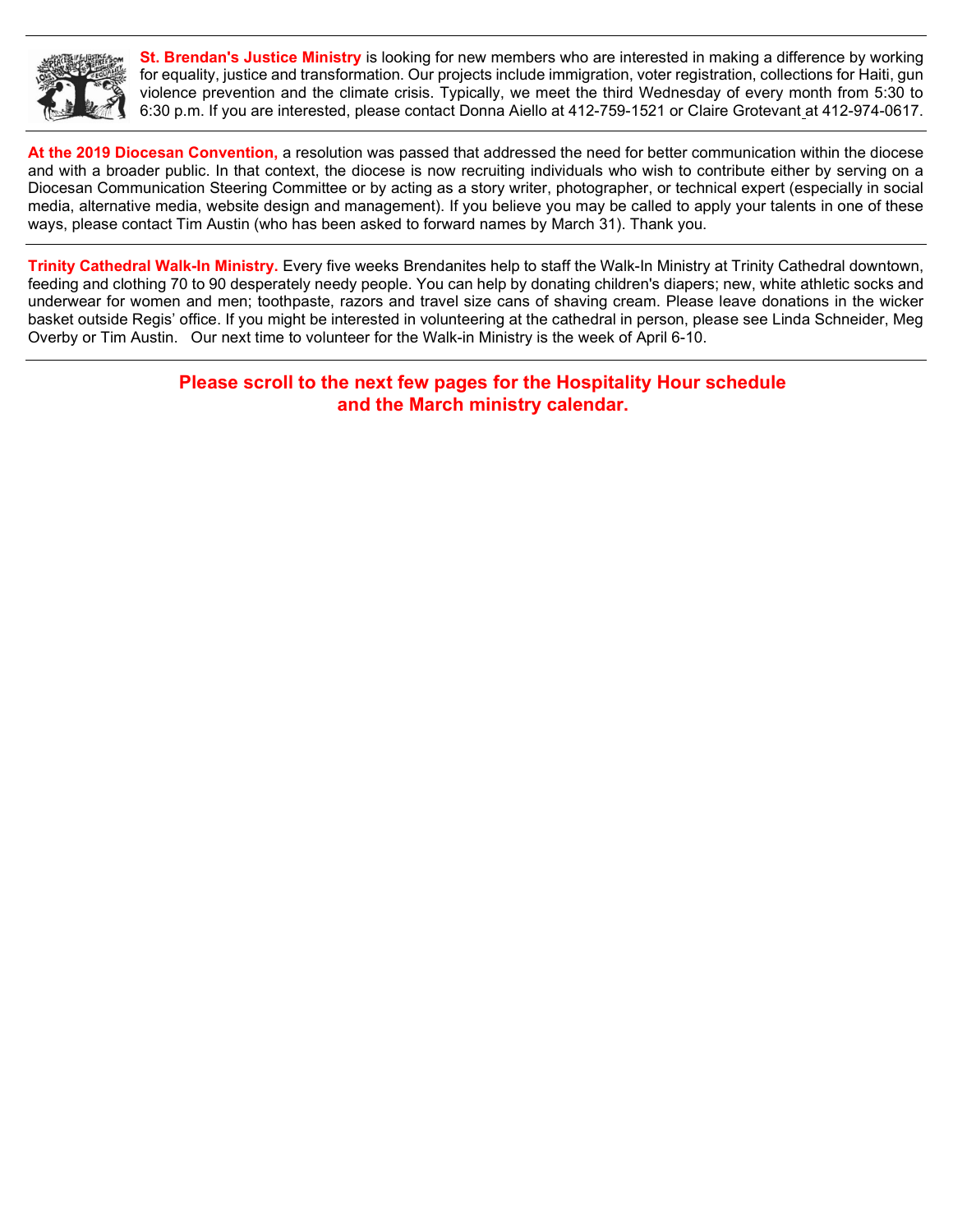**St. Brendan's Justice Ministry** is looking for new members who are interested in making a difference by working for equality, justice and transformation. Our projects include immigration, voter registration, collections for Haiti, gun violence prevention and the climate crisis. Typically, we meet the third Wednesday of every month from 5:30 to 6:30 p.m. If you are interested, please contact Donna Aiello at 412-759-1521 or Claire Grotevant at 412-974-0617.

---

**At the 2019 Diocesan Convention,** a resolution was passed that addressed the need for better communication within the diocese and with a broader public. In that context, the diocese is now recruiting individuals who wish to contribute either by serving on a Diocesan Communication Steering Committee or by acting as a story writer, photographer, or technical expert (especially in social media, alternative media, website design and management). If you believe you may be called to apply your talents in one of these ways, please contact Tim Austin (who has been asked to forward names by March 31). Thank you.

---

**Trinity Cathedral Walk-In Ministry.** Every five weeks Brendanites help to staff the Walk-In Ministry at Trinity Cathedral downtown, feeding and clothing 70 to 90 desperately needy people. You can help by donating children's diapers; new, white athletic socks and underwear for women and men; toothpaste, razors and travel size cans of shaving cream. Please leave donations in the wicker basket outside Regis' office. If you might be interested in volunteering at the cathedral in person, please see Linda Schneider, Meg Overby or Tim Austin. Our next time to volunteer for the Walk-in Ministry is the week of April 6-10.

---

**Please scroll to the next few pages for the Hospitality Hour schedule and the March ministry calendar.**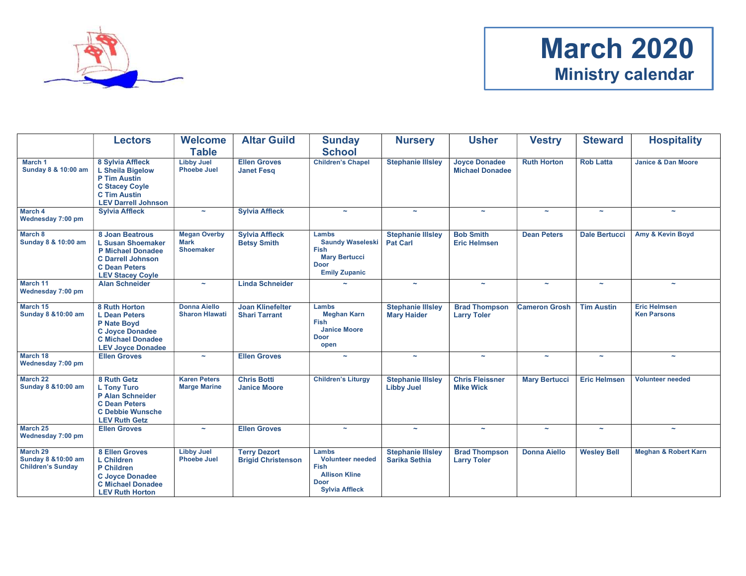# March 2020
## Ministry calendar

| | Lectors | Welcome Table | Altar Guild | Sunday School | Nursery | Usher | Vestry | Steward | Hospitality |
|---|---|---|---|---|---|---|---|---|---|
| March 1<br>Sunday 8 & 10:00 am | 8 Sylvia Affleck<br>L Sheila Bigelow<br>P Tim Austin<br>C Stacey Coyle<br>C Tim Austin<br>LEV Darrell Johnson | Libby Juel<br>Phoebe Juel | Ellen Groves<br>Janet Fesq | Children's Chapel | Stephanie Illsley | Joyce Donadee<br>Michael Donadee | Ruth Horton | Rob Latta | Janice & Dan Moore |
| March 4<br>Wednesday 7:00 pm | Sylvia Affleck | ~ | Sylvia Affleck | ~ | ~ | ~ | ~ | ~ | ~ |
| March 8<br>Sunday 8 & 10:00 am | 8 Joan Beatrous<br>L Susan Shoemaker<br>P Michael Donadee<br>C Darrell Johnson<br>C Dean Peters<br>LEV Stacey Coyle | Megan Overby<br>Mark Shoemaker | Sylvia Affleck<br>Betsy Smith | Lambs<br>Saundy Waseleski<br>Fish<br>Mary Bertucci<br>Door<br>Emily Zupanic | Stephanie Illsley<br>Pat Carl | Bob Smith<br>Eric Helmsen | Dean Peters | Dale Bertucci | Amy & Kevin Boyd |
| March 11<br>Wednesday 7:00 pm | Alan Schneider | ~ | Linda Schneider | ~ | ~ | ~ | ~ | ~ | ~ |
| March 15<br>Sunday 8 &10:00 am | 8 Ruth Horton<br>L Dean Peters<br>P Nate Boyd<br>C Joyce Donadee<br>C Michael Donadee<br>LEV Joyce Donadee | Donna Aiello<br>Sharon Hlawati | Joan Klinefelter<br>Shari Tarrant | Lambs<br>Meghan Karn<br>Fish<br>Janice Moore<br>Door<br>open | Stephanie Illsley<br>Mary Haider | Brad Thompson<br>Larry Toler | Cameron Grosh | Tim Austin | Eric Helmsen<br>Ken Parsons |
| March 18<br>Wednesday 7:00 pm | Ellen Groves | ~ | Ellen Groves | ~ | ~ | ~ | ~ | ~ | ~ |
| March 22<br>Sunday 8 &10:00 am | 8 Ruth Getz<br>L Tony Turo<br>P Alan Schneider<br>C Dean Peters<br>C Debbie Wunsche<br>LEV Ruth Getz | Karen Peters<br>Marge Marine | Chris Botti<br>Janice Moore | Children's Liturgy | Stephanie Illsley<br>Libby Juel | Chris Fleissner<br>Mike Wick | Mary Bertucci | Eric Helmsen | Volunteer needed |
| March 25<br>Wednesday 7:00 pm | Ellen Groves | ~ | Ellen Groves | ~ | ~ | ~ | ~ | ~ | ~ |
| March 29<br>Sunday 8 &10:00 am<br>Children's Sunday | 8 Ellen Groves<br>L Children<br>P Children<br>C Joyce Donadee<br>C Michael Donadee<br>LEV Ruth Horton | Libby Juel<br>Phoebe Juel | Terry Dezort<br>Brigid Christenson | Lambs<br>Volunteer needed<br>Fish<br>Allison Kline<br>Door<br>Sylvia Affleck | Stephanie Illsley<br>Sarika Sethia | Brad Thompson<br>Larry Toler | Donna Aiello | Wesley Bell | Meghan & Robert Karn |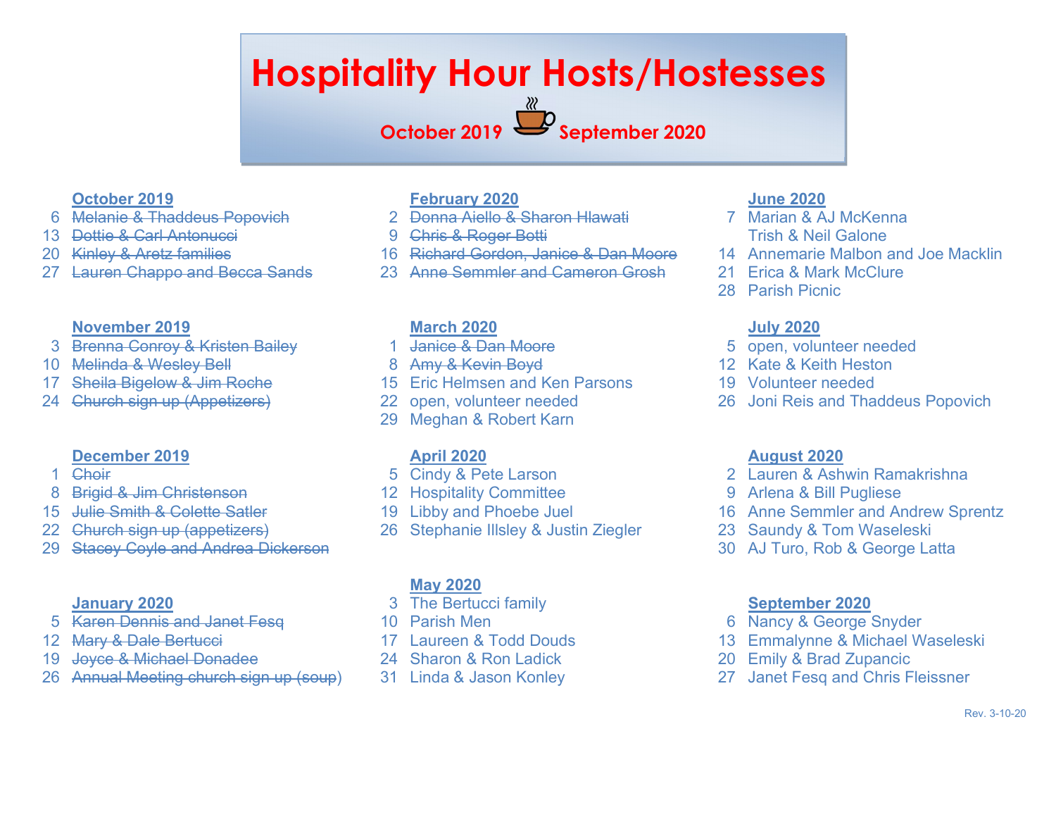# Hospitality Hour Hosts/Hostesses

**October 2019 – September 2020**

**October 2019**

- 6 ~~Melanie & Thaddeus Popovich~~
- 13 ~~Dottie & Carl Antonucci~~
- 20 ~~Kinley & Aretz families~~
- 27 ~~Lauren Chappo and Becca Sands~~

**November 2019**

- 3 ~~Brenna Conroy & Kristen Bailey~~
- 10 ~~Melinda & Wesley Bell~~
- 17 ~~Sheila Bigelow & Jim Roche~~
- 24 ~~Church sign up (Appetizers)~~

**December 2019**

- 1 ~~Choir~~
- 8 ~~Brigid & Jim Christenson~~
- 15 ~~Julie Smith & Colette Satler~~
- 22 ~~Church sign up (appetizers)~~
- 29 ~~Stacey Coyle and Andrea Dickerson~~

**January 2020**

- 5 ~~Karen Dennis and Janet Fesq~~
- 12 ~~Mary & Dale Bertucci~~
- 19 ~~Joyce & Michael Donadee~~
- 26 ~~Annual Meeting church sign up (soup)~~

**February 2020**

- 2 ~~Donna Aiello & Sharon Hlawati~~
- 9 ~~Chris & Roger Botti~~
- 16 ~~Richard Gordon, Janice & Dan Moore~~
- 23 ~~Anne Semmler and Cameron Grosh~~

**March 2020**

- 1 ~~Janice & Dan Moore~~
- 8 ~~Amy & Kevin Boyd~~
- 15 Eric Helmsen and Ken Parsons
- 22 open, volunteer needed
- 29 Meghan & Robert Karn

**April 2020**

- 5 Cindy & Pete Larson
- 12 Hospitality Committee
- 19 Libby and Phoebe Juel
- 26 Stephanie Illsley & Justin Ziegler

**May 2020**

- 3 The Bertucci family
- 10 Parish Men
- 17 Laureen & Todd Douds
- 24 Sharon & Ron Ladick
- 31 Linda & Jason Konley

**June 2020**

- 7 Marian & AJ McKenna
  Trish & Neil Galone
- 14 Annemarie Malbon and Joe Macklin
- 21 Erica & Mark McClure
- 28 Parish Picnic

**July 2020**

- 5 open, volunteer needed
- 12 Kate & Keith Heston
- 19 Volunteer needed
- 26 Joni Reis and Thaddeus Popovich

**August 2020**

- 2 Lauren & Ashwin Ramakrishna
- 9 Arlena & Bill Pugliese
- 16 Anne Semmler and Andrew Sprentz
- 23 Saundy & Tom Waseleski
- 30 AJ Turo, Rob & George Latta

**September 2020**

- 6 Nancy & George Snyder
- 13 Emmalynne & Michael Waseleski
- 20 Emily & Brad Zupancic
- 27 Janet Fesq and Chris Fleissner

Rev. 3-10-20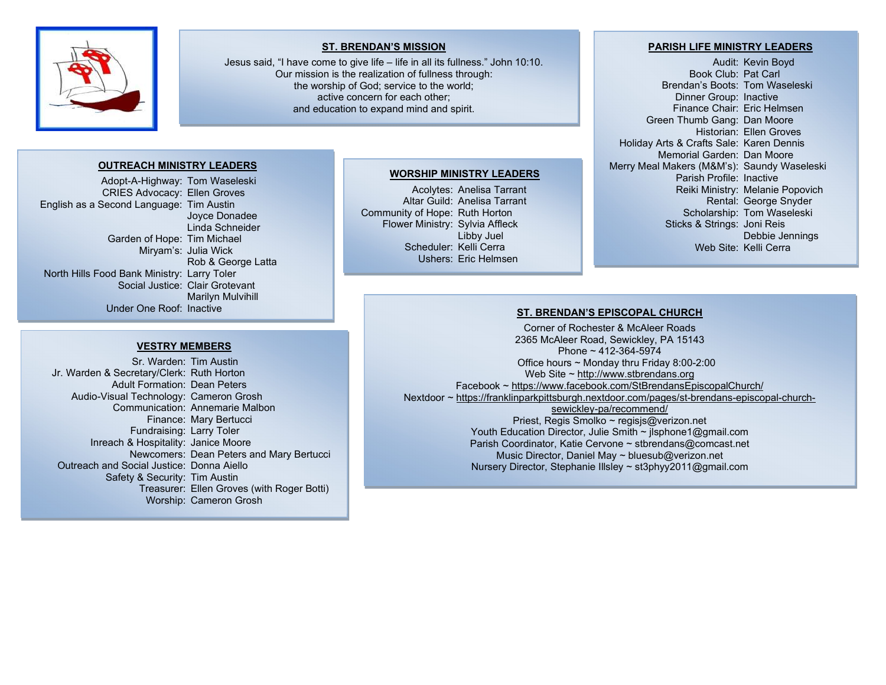## ST. BRENDAN'S MISSION

Jesus said, "I have come to give life – life in all its fullness." John 10:10.
Our mission is the realization of fullness through:
the worship of God; service to the world;
active concern for each other;
and education to expand mind and spirit.

## PARISH LIFE MINISTRY LEADERS

Audit: Kevin Boyd
Book Club: Pat Carl
Brendan's Boots: Tom Waseleski
Dinner Group: Inactive
Finance Chair: Eric Helmsen
Green Thumb Gang: Dan Moore
Historian: Ellen Groves
Holiday Arts & Crafts Sale: Karen Dennis
Memorial Garden: Dan Moore
Merry Meal Makers (M&M's): Saundy Waseleski
Parish Profile: Inactive
Reiki Ministry: Melanie Popovich
Rental: George Snyder
Scholarship: Tom Waseleski
Sticks & Strings: Joni Reis
Debbie Jennings
Web Site: Kelli Cerra

## OUTREACH MINISTRY LEADERS

Adopt-A-Highway: Tom Waseleski
CRIES Advocacy: Ellen Groves
English as a Second Language: Tim Austin
Joyce Donadee
Linda Schneider
Garden of Hope: Tim Michael
Miryam's: Julia Wick
Rob & George Latta
North Hills Food Bank Ministry: Larry Toler
Social Justice: Clair Grotevant
Marilyn Mulvihill
Under One Roof: Inactive

## WORSHIP MINISTRY LEADERS

Acolytes: Anelisa Tarrant
Altar Guild: Anelisa Tarrant
Community of Hope: Ruth Horton
Flower Ministry: Sylvia Affleck
Libby Juel
Scheduler: Kelli Cerra
Ushers: Eric Helmsen

## VESTRY MEMBERS

Sr. Warden: Tim Austin
Jr. Warden & Secretary/Clerk: Ruth Horton
Adult Formation: Dean Peters
Audio-Visual Technology: Cameron Grosh
Communication: Annemarie Malbon
Finance: Mary Bertucci
Fundraising: Larry Toler
Inreach & Hospitality: Janice Moore
Newcomers: Dean Peters and Mary Bertucci
Outreach and Social Justice: Donna Aiello
Safety & Security: Tim Austin
Treasurer: Ellen Groves (with Roger Botti)
Worship: Cameron Grosh

## ST. BRENDAN'S EPISCOPAL CHURCH

Corner of Rochester & McAleer Roads
2365 McAleer Road, Sewickley, PA 15143
Phone ~ 412-364-5974
Office hours ~ Monday thru Friday 8:00-2:00
Web Site ~ http://www.stbrendans.org
Facebook ~ https://www.facebook.com/StBrendansEpiscopalChurch/
Nextdoor ~ https://franklinparkpittsburgh.nextdoor.com/pages/st-brendans-episcopal-church-sewickley-pa/recommend/
Priest, Regis Smolko ~ regisjs@verizon.net
Youth Education Director, Julie Smith ~ jlsphone1@gmail.com
Parish Coordinator, Katie Cervone ~ stbrendans@comcast.net
Music Director, Daniel May ~ bluesub@verizon.net
Nursery Director, Stephanie Illsley ~ st3phyy2011@gmail.com